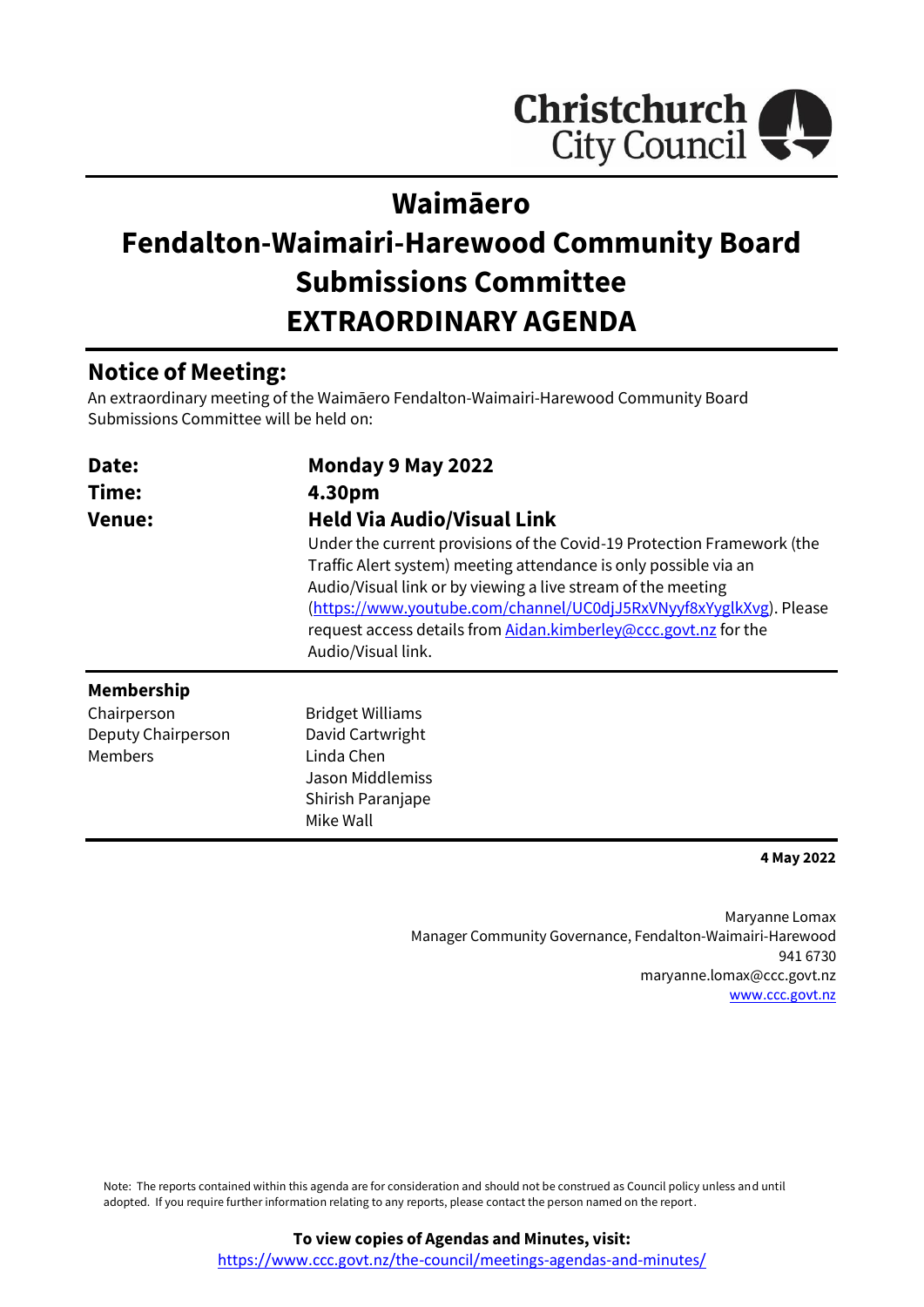Christchurch City Council

# Waimāero
# Fendalton-Waimairi-Harewood Community Board Submissions Committee
# EXTRAORDINARY AGENDA

## Notice of Meeting:

An extraordinary meeting of the Waimāero Fendalton-Waimairi-Harewood Community Board Submissions Committee will be held on:

| | |
|---|---|
| **Date:** | **Monday 9 May 2022** |
| **Time:** | **4.30pm** |
| **Venue:** | **Held Via Audio/Visual Link** |
| | Under the current provisions of the Covid-19 Protection Framework (the Traffic Alert system) meeting attendance is only possible via an Audio/Visual link or by viewing a live stream of the meeting ([https://www.youtube.com/channel/UC0djJ5RxVNyyf8xYyglkXvg](https://www.youtube.com/channel/UC0djJ5RxVNyyf8xYyglkXvg)). Please request access details from [Aidan.kimberley@ccc.govt.nz](mailto:Aidan.kimberley@ccc.govt.nz) for the Audio/Visual link. |

**Membership**

| | |
|---|---|
| Chairperson | Bridget Williams |
| Deputy Chairperson | David Cartwright |
| Members | Linda Chen |
| | Jason Middlemiss |
| | Shirish Paranjape |
| | Mike Wall |

**4 May 2022**

Maryanne Lomax
Manager Community Governance, Fendalton-Waimairi-Harewood
941 6730
maryanne.lomax@ccc.govt.nz
[www.ccc.govt.nz](http://www.ccc.govt.nz)

Note: The reports contained within this agenda are for consideration and should not be construed as Council policy unless and until adopted. If you require further information relating to any reports, please contact the person named on the report.

**To view copies of Agendas and Minutes, visit:**
[https://www.ccc.govt.nz/the-council/meetings-agendas-and-minutes/](https://www.ccc.govt.nz/the-council/meetings-agendas-and-minutes/)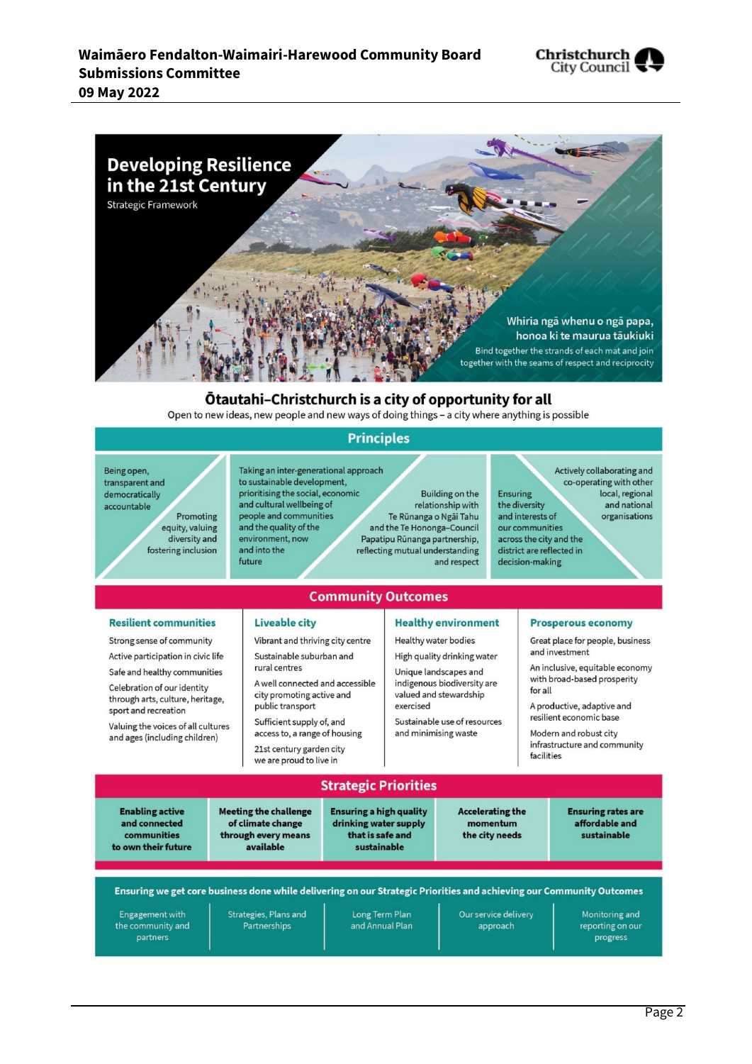# Developing Resilience in the 21st Century

Strategic Framework

Whiria ngā whenu o ngā papa, honoa ki te maurua tāukiuki

Bind together the strands of each mat and join together with the seams of respect and reciprocity

## Ōtautahi–Christchurch is a city of opportunity for all

Open to new ideas, new people and new ways of doing things – a city where anything is possible

### Principles

- Being open, transparent and democratically accountable
- Promoting equity, valuing diversity and fostering inclusion
- Taking an inter-generational approach to sustainable development, prioritising the social, economic and cultural wellbeing of people and communities and the quality of the environment, now and into the future
- Building on the relationship with Te Rūnanga o Ngāi Tahu and the Te Hononga–Council Papatipu Rūnanga partnership, reflecting mutual understanding and respect
- Ensuring the diversity and interests of our communities across the city and the district are reflected in decision-making
- Actively collaborating and co-operating with other local, regional and national organisations

### Community Outcomes

| Resilient communities | Liveable city | Healthy environment | Prosperous economy |
|---|---|---|---|
| Strong sense of community | Vibrant and thriving city centre | Healthy water bodies | Great place for people, business and investment |
| Active participation in civic life | Sustainable suburban and rural centres | High quality drinking water | An inclusive, equitable economy with broad-based prosperity for all |
| Safe and healthy communities | A well connected and accessible city promoting active and public transport | Unique landscapes and indigenous biodiversity are valued and stewardship exercised | A productive, adaptive and resilient economic base |
| Celebration of our identity through arts, culture, heritage, sport and recreation | Sufficient supply of, and access to, a range of housing | Sustainable use of resources and minimising waste | Modern and robust city infrastructure and community facilities |
| Valuing the voices of all cultures and ages (including children) | 21st century garden city we are proud to live in | | |

### Strategic Priorities

- **Enabling active and connected communities to own their future**
- **Meeting the challenge of climate change through every means available**
- **Ensuring a high quality drinking water supply that is safe and sustainable**
- **Accelerating the momentum the city needs**
- **Ensuring rates are affordable and sustainable**

### Ensuring we get core business done while delivering on our Strategic Priorities and achieving our Community Outcomes

- Engagement with the community and partners
- Strategies, Plans and Partnerships
- Long Term Plan and Annual Plan
- Our service delivery approach
- Monitoring and reporting on our progress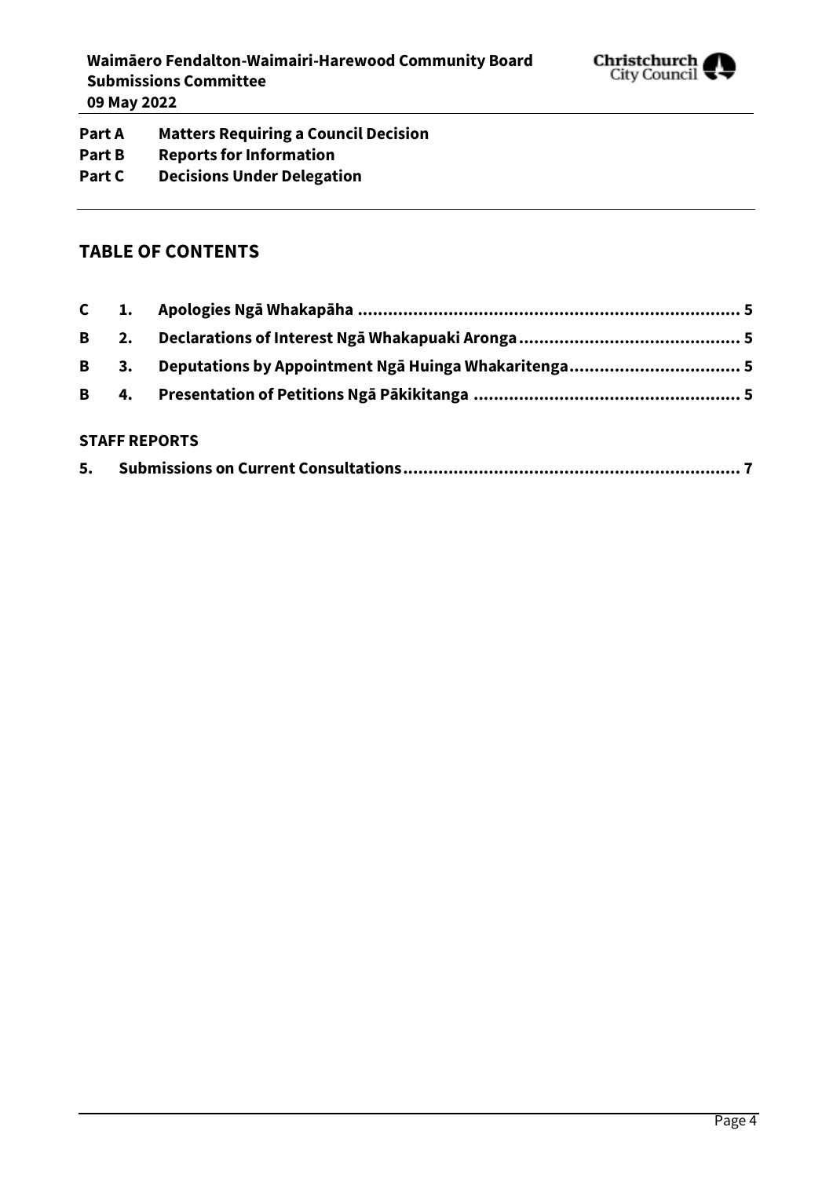**Part A** **Matters Requiring a Council Decision**
**Part B** **Reports for Information**
**Part C** **Decisions Under Delegation**

## TABLE OF CONTENTS

| | | | |
|---|---|---|---|
| C | 1. | Apologies Ngā Whakapāha | 5 |
| B | 2. | Declarations of Interest Ngā Whakapuaki Aronga | 5 |
| B | 3. | Deputations by Appointment Ngā Huinga Whakaritenga | 5 |
| B | 4. | Presentation of Petitions Ngā Pākikitanga | 5 |

### STAFF REPORTS

| | | |
|---|---|---|
| 5. | Submissions on Current Consultations | 7 |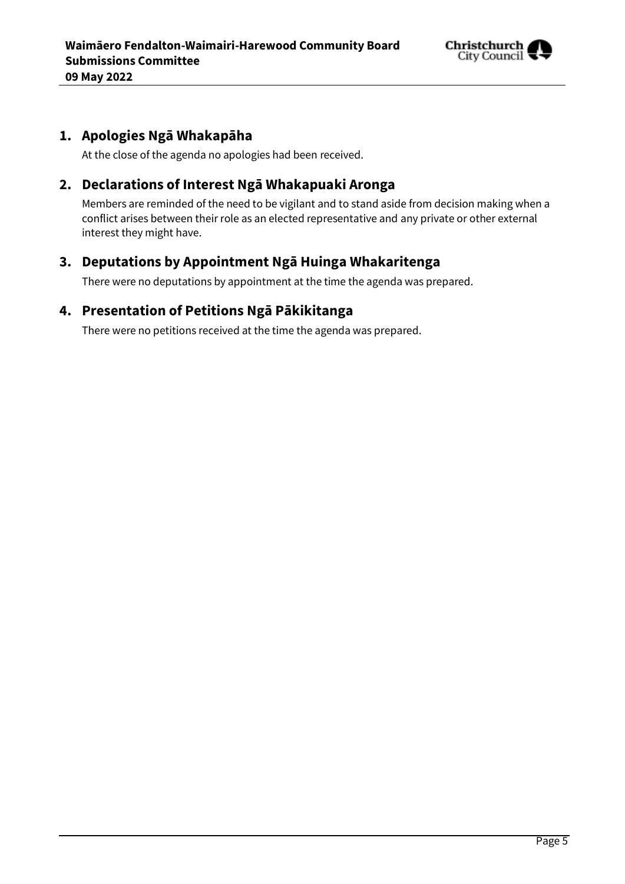## 1. Apologies Ngā Whakapāha

At the close of the agenda no apologies had been received.

## 2. Declarations of Interest Ngā Whakapuaki Aronga

Members are reminded of the need to be vigilant and to stand aside from decision making when a conflict arises between their role as an elected representative and any private or other external interest they might have.

## 3. Deputations by Appointment Ngā Huinga Whakaritenga

There were no deputations by appointment at the time the agenda was prepared.

## 4. Presentation of Petitions Ngā Pākikitanga

There were no petitions received at the time the agenda was prepared.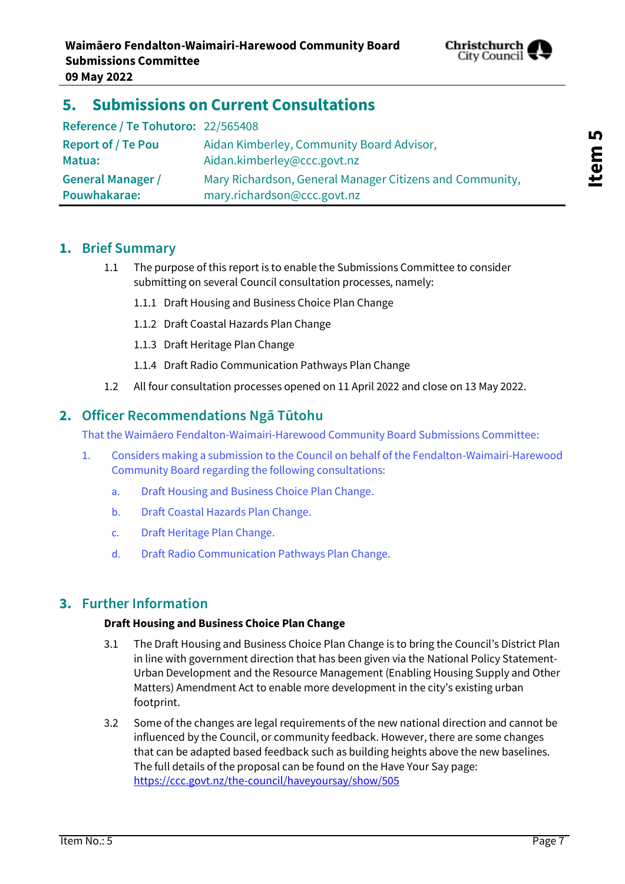# 5. Submissions on Current Consultations

| | |
|---|---|
| **Reference / Te Tohutoro:** | 22/565408 |
| **Report of / Te Pou Matua:** | Aidan Kimberley, Community Board Advisor, Aidan.kimberley@ccc.govt.nz |
| **General Manager / Pouwhakarae:** | Mary Richardson, General Manager Citizens and Community, mary.richardson@ccc.govt.nz |

## 1. Brief Summary

1.1 The purpose of this report is to enable the Submissions Committee to consider submitting on several Council consultation processes, namely:

1.1.1 Draft Housing and Business Choice Plan Change

1.1.2 Draft Coastal Hazards Plan Change

1.1.3 Draft Heritage Plan Change

1.1.4 Draft Radio Communication Pathways Plan Change

1.2 All four consultation processes opened on 11 April 2022 and close on 13 May 2022.

## 2. Officer Recommendations Ngā Tūtohu

That the Waimāero Fendalton-Waimairi-Harewood Community Board Submissions Committee:

1. Considers making a submission to the Council on behalf of the Fendalton-Waimairi-Harewood Community Board regarding the following consultations:

    a. Draft Housing and Business Choice Plan Change.

    b. Draft Coastal Hazards Plan Change.

    c. Draft Heritage Plan Change.

    d. Draft Radio Communication Pathways Plan Change.

## 3. Further Information

**Draft Housing and Business Choice Plan Change**

3.1 The Draft Housing and Business Choice Plan Change is to bring the Council's District Plan in line with government direction that has been given via the National Policy Statement-Urban Development and the Resource Management (Enabling Housing Supply and Other Matters) Amendment Act to enable more development in the city's existing urban footprint.

3.2 Some of the changes are legal requirements of the new national direction and cannot be influenced by the Council, or community feedback. However, there are some changes that can be adapted based feedback such as building heights above the new baselines. The full details of the proposal can be found on the Have Your Say page: https://ccc.govt.nz/the-council/haveyoursay/show/505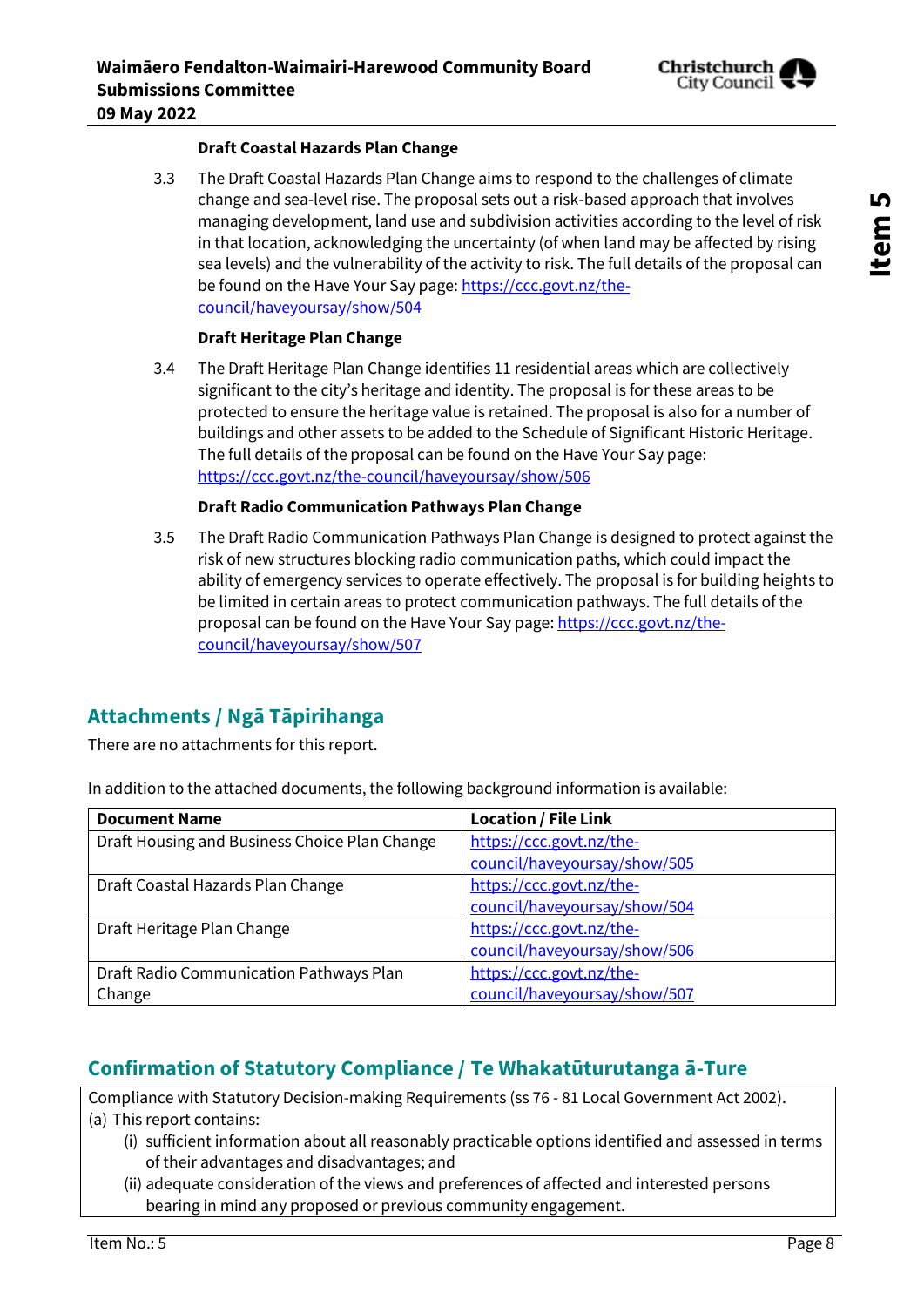**Draft Coastal Hazards Plan Change**

3.3 The Draft Coastal Hazards Plan Change aims to respond to the challenges of climate change and sea-level rise. The proposal sets out a risk-based approach that involves managing development, land use and subdivision activities according to the level of risk in that location, acknowledging the uncertainty (of when land may be affected by rising sea levels) and the vulnerability of the activity to risk. The full details of the proposal can be found on the Have Your Say page: https://ccc.govt.nz/the-council/haveyoursay/show/504

**Draft Heritage Plan Change**

3.4 The Draft Heritage Plan Change identifies 11 residential areas which are collectively significant to the city's heritage and identity. The proposal is for these areas to be protected to ensure the heritage value is retained. The proposal is also for a number of buildings and other assets to be added to the Schedule of Significant Historic Heritage. The full details of the proposal can be found on the Have Your Say page: https://ccc.govt.nz/the-council/haveyoursay/show/506

**Draft Radio Communication Pathways Plan Change**

3.5 The Draft Radio Communication Pathways Plan Change is designed to protect against the risk of new structures blocking radio communication paths, which could impact the ability of emergency services to operate effectively. The proposal is for building heights to be limited in certain areas to protect communication pathways. The full details of the proposal can be found on the Have Your Say page: https://ccc.govt.nz/the-council/haveyoursay/show/507

## Attachments / Ngā Tāpirihanga

There are no attachments for this report.

In addition to the attached documents, the following background information is available:

| Document Name | Location / File Link |
|---|---|
| Draft Housing and Business Choice Plan Change | https://ccc.govt.nz/the-council/haveyoursay/show/505 |
| Draft Coastal Hazards Plan Change | https://ccc.govt.nz/the-council/haveyoursay/show/504 |
| Draft Heritage Plan Change | https://ccc.govt.nz/the-council/haveyoursay/show/506 |
| Draft Radio Communication Pathways Plan Change | https://ccc.govt.nz/the-council/haveyoursay/show/507 |

## Confirmation of Statutory Compliance / Te Whakatūturutanga ā-Ture

Compliance with Statutory Decision-making Requirements (ss 76 - 81 Local Government Act 2002).

(a) This report contains:

(i) sufficient information about all reasonably practicable options identified and assessed in terms of their advantages and disadvantages; and

(ii) adequate consideration of the views and preferences of affected and interested persons bearing in mind any proposed or previous community engagement.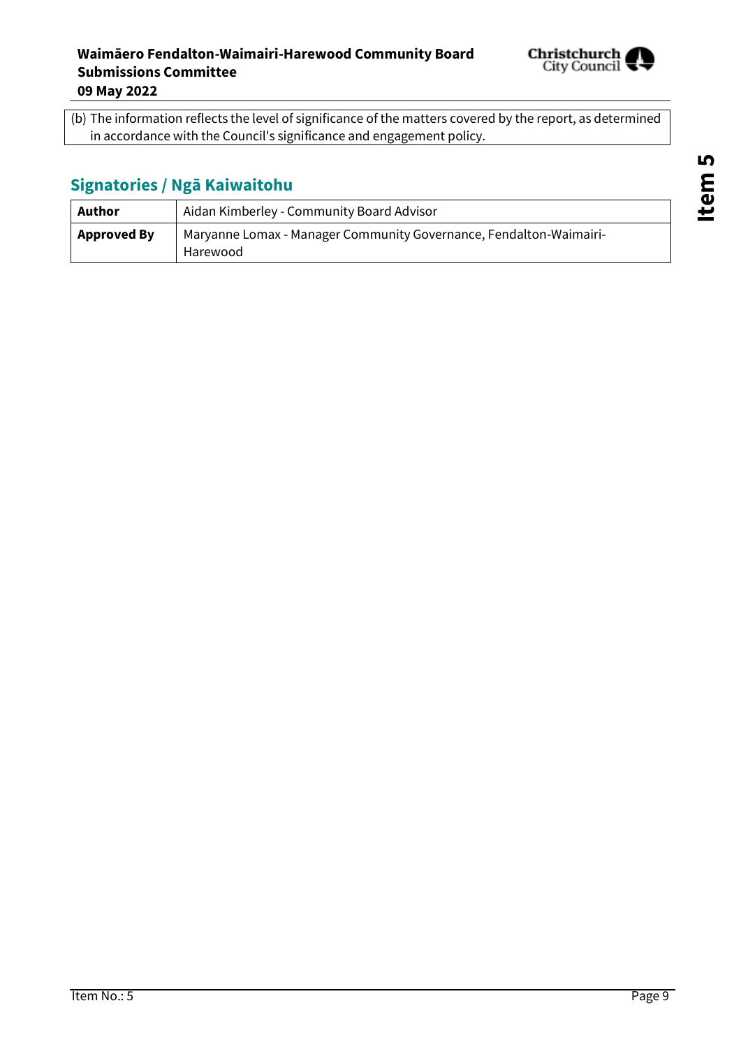(b) The information reflects the level of significance of the matters covered by the report, as determined in accordance with the Council's significance and engagement policy.

## Signatories / Ngā Kaiwaitohu

| | |
|---|---|
| **Author** | Aidan Kimberley - Community Board Advisor |
| **Approved By** | Maryanne Lomax - Manager Community Governance, Fendalton-Waimairi-Harewood |